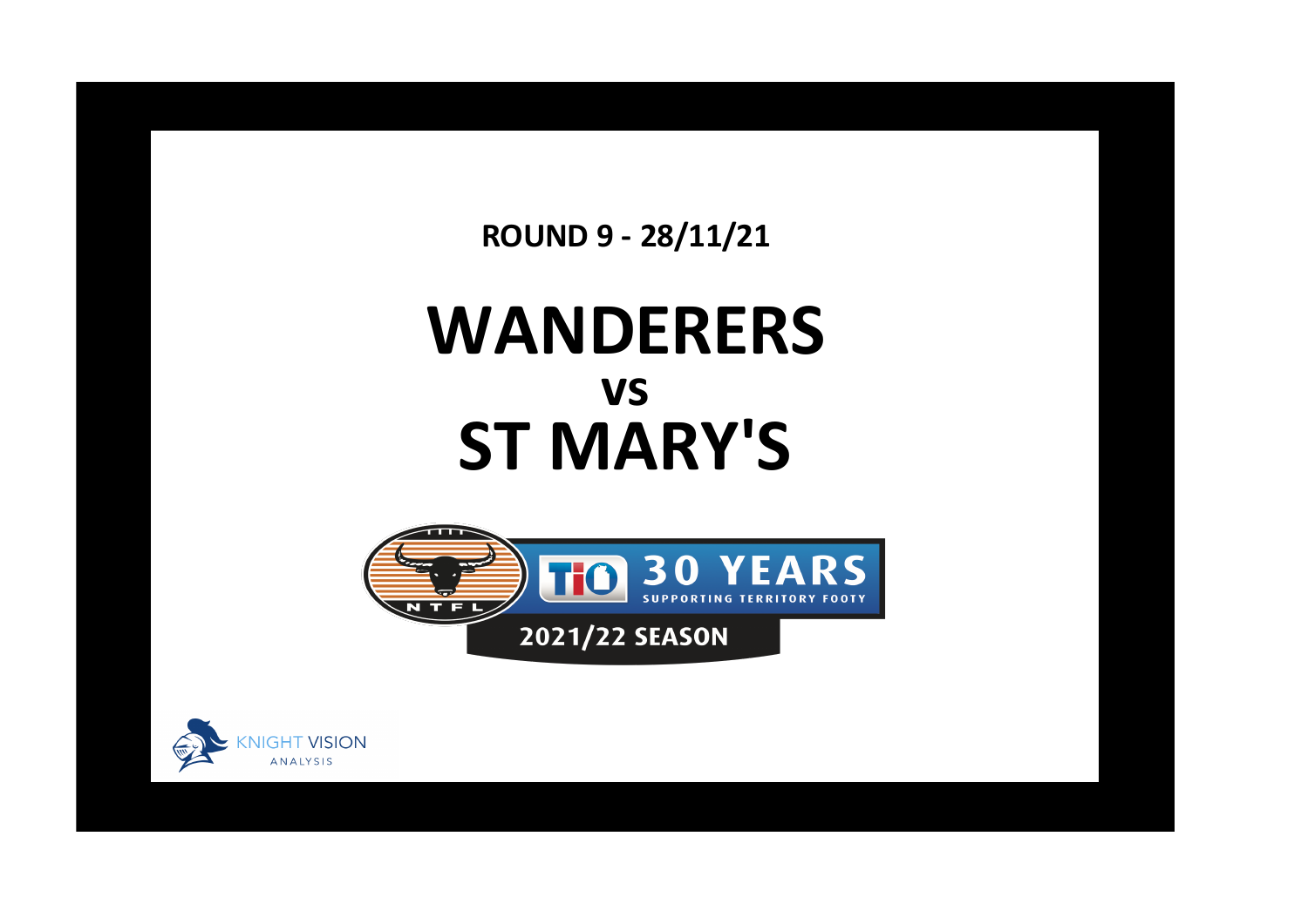ROUND 9 - 28/11/21

# WANDERERS

## vs

# ST MARY'S

NTFL

TIO 30 YEARS SUPPORTING TERRITORY FOOTY

2021/22 SEASON

KNIGHT VISION ANALYSIS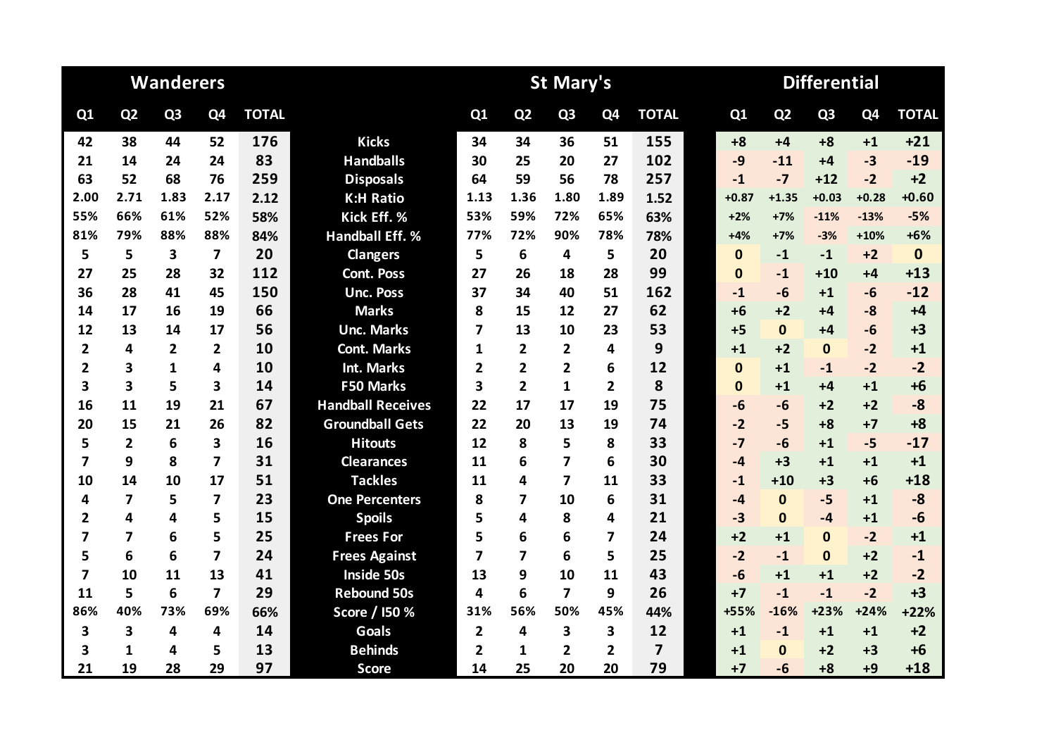| Wanderers | | | | | | St Mary's | | | | | Differential | | | | |
|---|---|---|---|---|---|---|---|---|---|---|---|---|---|---|---|
| Q1 | Q2 | Q3 | Q4 | TOTAL | | Q1 | Q2 | Q3 | Q4 | TOTAL | Q1 | Q2 | Q3 | Q4 | TOTAL |
| 42 | 38 | 44 | 52 | 176 | Kicks | 34 | 34 | 36 | 51 | 155 | +8 | +4 | +8 | +1 | +21 |
| 21 | 14 | 24 | 24 | 83 | Handballs | 30 | 25 | 20 | 27 | 102 | -9 | -11 | +4 | -3 | -19 |
| 63 | 52 | 68 | 76 | 259 | Disposals | 64 | 59 | 56 | 78 | 257 | -1 | -7 | +12 | -2 | +2 |
| 2.00 | 2.71 | 1.83 | 2.17 | 2.12 | K:H Ratio | 1.13 | 1.36 | 1.80 | 1.89 | 1.52 | +0.87 | +1.35 | +0.03 | +0.28 | +0.60 |
| 55% | 66% | 61% | 52% | 58% | Kick Eff. % | 53% | 59% | 72% | 65% | 63% | +2% | +7% | -11% | -13% | -5% |
| 81% | 79% | 88% | 88% | 84% | Handball Eff. % | 77% | 72% | 90% | 78% | 78% | +4% | +7% | -3% | +10% | +6% |
| 5 | 5 | 3 | 7 | 20 | Clangers | 5 | 6 | 4 | 5 | 20 | 0 | -1 | -1 | +2 | 0 |
| 27 | 25 | 28 | 32 | 112 | Cont. Poss | 27 | 26 | 18 | 28 | 99 | 0 | -1 | +10 | +4 | +13 |
| 36 | 28 | 41 | 45 | 150 | Unc. Poss | 37 | 34 | 40 | 51 | 162 | -1 | -6 | +1 | -6 | -12 |
| 14 | 17 | 16 | 19 | 66 | Marks | 8 | 15 | 12 | 27 | 62 | +6 | +2 | +4 | -8 | +4 |
| 12 | 13 | 14 | 17 | 56 | Unc. Marks | 7 | 13 | 10 | 23 | 53 | +5 | 0 | +4 | -6 | +3 |
| 2 | 4 | 2 | 2 | 10 | Cont. Marks | 1 | 2 | 2 | 4 | 9 | +1 | +2 | 0 | -2 | +1 |
| 2 | 3 | 1 | 4 | 10 | Int. Marks | 2 | 2 | 2 | 6 | 12 | 0 | +1 | -1 | -2 | -2 |
| 3 | 3 | 5 | 3 | 14 | F50 Marks | 3 | 2 | 1 | 2 | 8 | 0 | +1 | +4 | +1 | +6 |
| 16 | 11 | 19 | 21 | 67 | Handball Receives | 22 | 17 | 17 | 19 | 75 | -6 | -6 | +2 | +2 | -8 |
| 20 | 15 | 21 | 26 | 82 | Groundball Gets | 22 | 20 | 13 | 19 | 74 | -2 | -5 | +8 | +7 | +8 |
| 5 | 2 | 6 | 3 | 16 | Hitouts | 12 | 8 | 5 | 8 | 33 | -7 | -6 | +1 | -5 | -17 |
| 7 | 9 | 8 | 7 | 31 | Clearances | 11 | 6 | 7 | 6 | 30 | -4 | +3 | +1 | +1 | +1 |
| 10 | 14 | 10 | 17 | 51 | Tackles | 11 | 4 | 7 | 11 | 33 | -1 | +10 | +3 | +6 | +18 |
| 4 | 7 | 5 | 7 | 23 | One Percenters | 8 | 7 | 10 | 6 | 31 | -4 | 0 | -5 | +1 | -8 |
| 2 | 4 | 4 | 5 | 15 | Spoils | 5 | 4 | 8 | 4 | 21 | -3 | 0 | -4 | +1 | -6 |
| 7 | 7 | 6 | 5 | 25 | Frees For | 5 | 6 | 6 | 7 | 24 | +2 | +1 | 0 | -2 | +1 |
| 5 | 6 | 6 | 7 | 24 | Frees Against | 7 | 7 | 6 | 5 | 25 | -2 | -1 | 0 | +2 | -1 |
| 7 | 10 | 11 | 13 | 41 | Inside 50s | 13 | 9 | 10 | 11 | 43 | -6 | +1 | +1 | +2 | -2 |
| 11 | 5 | 6 | 7 | 29 | Rebound 50s | 4 | 6 | 7 | 9 | 26 | +7 | -1 | -1 | -2 | +3 |
| 86% | 40% | 73% | 69% | 66% | Score / I50 % | 31% | 56% | 50% | 45% | 44% | +55% | -16% | +23% | +24% | +22% |
| 3 | 3 | 4 | 4 | 14 | Goals | 2 | 4 | 3 | 3 | 12 | +1 | -1 | +1 | +1 | +2 |
| 3 | 1 | 4 | 5 | 13 | Behinds | 2 | 1 | 2 | 2 | 7 | +1 | 0 | +2 | +3 | +6 |
| 21 | 19 | 28 | 29 | 97 | Score | 14 | 25 | 20 | 20 | 79 | +7 | -6 | +8 | +9 | +18 |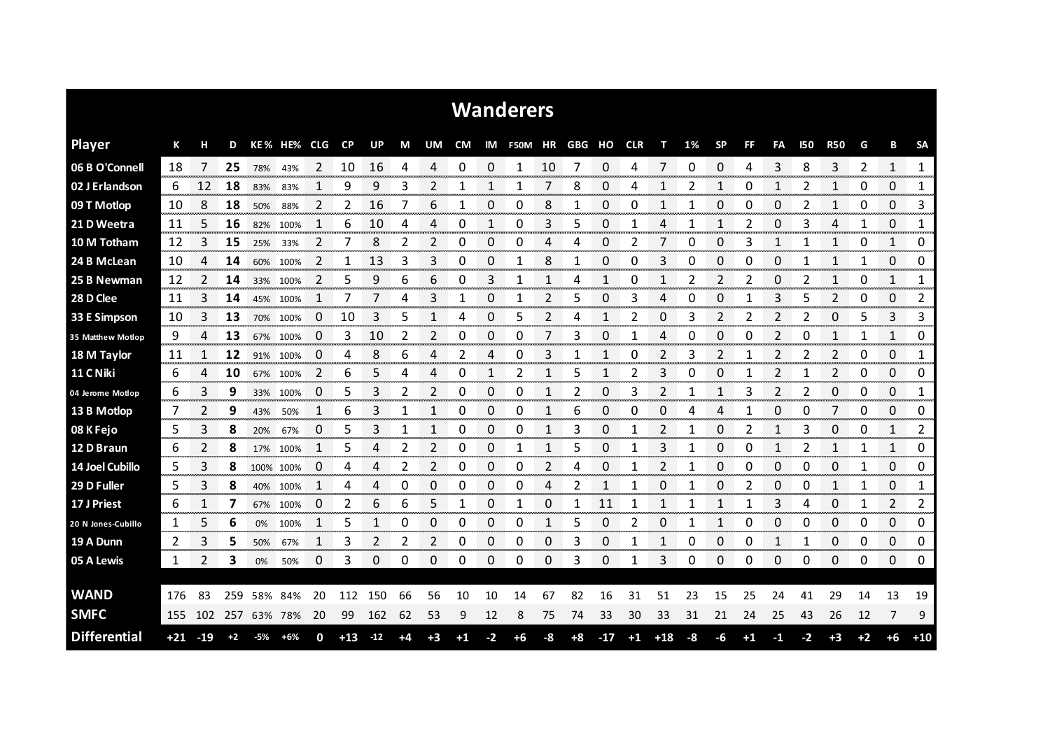# Wanderers

| Player | K | H | D | KE% | HE% | CLG | CP | UP | M | UM | CM | IM | F50M | HR | GBG | HO | CLR | T | 1% | SP | FF | FA | I50 | R50 | G | B | SA |
|---|---|---|---|---|---|---|---|---|---|---|---|---|---|---|---|---|---|---|---|---|---|---|---|---|---|---|---|
| 06 B O'Connell | 18 | 7 | **25** | 78% | 43% | 2 | 10 | 16 | 4 | 4 | 0 | 0 | 1 | 10 | 7 | 0 | 4 | 7 | 0 | 0 | 4 | 3 | 8 | 3 | 2 | 1 | 1 |
| 02 J Erlandson | 6 | 12 | **18** | 83% | 83% | 1 | 9 | 9 | 3 | 2 | 1 | 1 | 1 | 7 | 8 | 0 | 4 | 1 | 2 | 1 | 0 | 1 | 2 | 1 | 0 | 0 | 1 |
| 09 T Motlop | 10 | 8 | **18** | 50% | 88% | 2 | 2 | 16 | 7 | 6 | 1 | 0 | 0 | 8 | 1 | 0 | 0 | 1 | 1 | 0 | 0 | 0 | 2 | 1 | 0 | 0 | 3 |
| 21 D Weetra | 11 | 5 | **16** | 82% | 100% | 1 | 6 | 10 | 4 | 4 | 0 | 1 | 0 | 3 | 5 | 0 | 1 | 4 | 1 | 1 | 2 | 0 | 3 | 4 | 1 | 0 | 1 |
| 10 M Totham | 12 | 3 | **15** | 25% | 33% | 2 | 7 | 8 | 2 | 2 | 0 | 0 | 0 | 4 | 4 | 0 | 2 | 7 | 0 | 0 | 3 | 1 | 1 | 1 | 0 | 1 | 0 |
| 24 B McLean | 10 | 4 | **14** | 60% | 100% | 2 | 1 | 13 | 3 | 3 | 0 | 0 | 1 | 8 | 1 | 0 | 0 | 3 | 0 | 0 | 0 | 0 | 1 | 1 | 1 | 0 | 0 |
| 25 B Newman | 12 | 2 | **14** | 33% | 100% | 2 | 5 | 9 | 6 | 6 | 0 | 3 | 1 | 1 | 4 | 1 | 0 | 1 | 2 | 2 | 2 | 0 | 2 | 1 | 0 | 1 | 1 |
| 28 D Clee | 11 | 3 | **14** | 45% | 100% | 1 | 7 | 7 | 4 | 3 | 1 | 0 | 1 | 2 | 5 | 0 | 3 | 4 | 0 | 0 | 1 | 3 | 5 | 2 | 0 | 0 | 2 |
| 33 E Simpson | 10 | 3 | **13** | 70% | 100% | 0 | 10 | 3 | 5 | 1 | 4 | 0 | 5 | 2 | 4 | 1 | 2 | 0 | 3 | 2 | 2 | 2 | 2 | 0 | 5 | 3 | 3 |
| 35 Matthew Motlop | 9 | 4 | **13** | 67% | 100% | 0 | 3 | 10 | 2 | 2 | 0 | 0 | 0 | 7 | 3 | 0 | 1 | 4 | 0 | 0 | 0 | 2 | 0 | 1 | 1 | 1 | 0 |
| 18 M Taylor | 11 | 1 | **12** | 91% | 100% | 0 | 4 | 8 | 6 | 4 | 2 | 4 | 0 | 3 | 1 | 1 | 0 | 2 | 3 | 2 | 1 | 2 | 2 | 2 | 0 | 0 | 1 |
| 11 C Niki | 6 | 4 | **10** | 67% | 100% | 2 | 6 | 5 | 4 | 4 | 0 | 1 | 2 | 1 | 5 | 1 | 2 | 3 | 0 | 0 | 1 | 2 | 1 | 2 | 0 | 0 | 0 |
| 04 Jerome Motlop | 6 | 3 | **9** | 33% | 100% | 0 | 5 | 3 | 2 | 2 | 0 | 0 | 0 | 1 | 2 | 0 | 3 | 2 | 1 | 1 | 3 | 2 | 2 | 0 | 0 | 0 | 1 |
| 13 B Motlop | 7 | 2 | **9** | 43% | 50% | 1 | 6 | 3 | 1 | 1 | 0 | 0 | 0 | 1 | 6 | 0 | 0 | 0 | 4 | 4 | 1 | 0 | 0 | 7 | 0 | 0 | 0 |
| 08 K Fejo | 5 | 3 | **8** | 20% | 67% | 0 | 5 | 3 | 1 | 1 | 0 | 0 | 0 | 1 | 3 | 0 | 1 | 2 | 1 | 0 | 2 | 1 | 3 | 0 | 0 | 1 | 2 |
| 12 D Braun | 6 | 2 | **8** | 17% | 100% | 1 | 5 | 4 | 2 | 2 | 0 | 0 | 1 | 1 | 5 | 0 | 1 | 3 | 1 | 0 | 0 | 1 | 2 | 1 | 1 | 1 | 0 |
| 14 Joel Cubillo | 5 | 3 | **8** | 100% | 100% | 0 | 4 | 4 | 2 | 2 | 0 | 0 | 0 | 2 | 4 | 0 | 1 | 2 | 1 | 0 | 0 | 0 | 0 | 0 | 1 | 0 | 0 |
| 29 D Fuller | 5 | 3 | **8** | 40% | 100% | 1 | 4 | 4 | 0 | 0 | 0 | 0 | 0 | 4 | 2 | 1 | 1 | 0 | 1 | 0 | 2 | 0 | 0 | 1 | 1 | 0 | 1 |
| 17 J Priest | 6 | 1 | **7** | 67% | 100% | 0 | 2 | 6 | 6 | 5 | 1 | 0 | 1 | 0 | 1 | 11 | 1 | 1 | 1 | 1 | 1 | 3 | 4 | 0 | 1 | 2 | 2 |
| 20 N Jones-Cubillo | 1 | 5 | **6** | 0% | 100% | 1 | 5 | 1 | 0 | 0 | 0 | 0 | 0 | 1 | 5 | 0 | 2 | 0 | 1 | 1 | 0 | 0 | 0 | 0 | 0 | 0 | 0 |
| 19 A Dunn | 2 | 3 | **5** | 50% | 67% | 1 | 3 | 2 | 2 | 2 | 0 | 0 | 0 | 0 | 3 | 0 | 1 | 1 | 0 | 0 | 0 | 1 | 1 | 0 | 0 | 0 | 0 |
| 05 A Lewis | 1 | 2 | **3** | 0% | 50% | 0 | 3 | 0 | 0 | 0 | 0 | 0 | 0 | 0 | 3 | 0 | 1 | 3 | 0 | 0 | 0 | 0 | 0 | 0 | 0 | 0 | 0 |
| **WAND** | 176 | 83 | 259 | 58% | 84% | 20 | 112 | 150 | 66 | 56 | 10 | 10 | 14 | 67 | 82 | 16 | 31 | 51 | 23 | 15 | 25 | 24 | 41 | 29 | 14 | 13 | 19 |
| **SMFC** | 155 | 102 | 257 | 63% | 78% | 20 | 99 | 162 | 62 | 53 | 9 | 12 | 8 | 75 | 74 | 33 | 30 | 33 | 31 | 21 | 24 | 25 | 43 | 26 | 12 | 7 | 9 |
| **Differential** | +21 | -19 | +2 | -5% | +6% | 0 | +13 | -12 | +4 | +3 | +1 | -2 | +6 | -8 | +8 | -17 | +1 | +18 | -8 | -6 | +1 | -1 | -2 | +3 | +2 | +6 | +10 |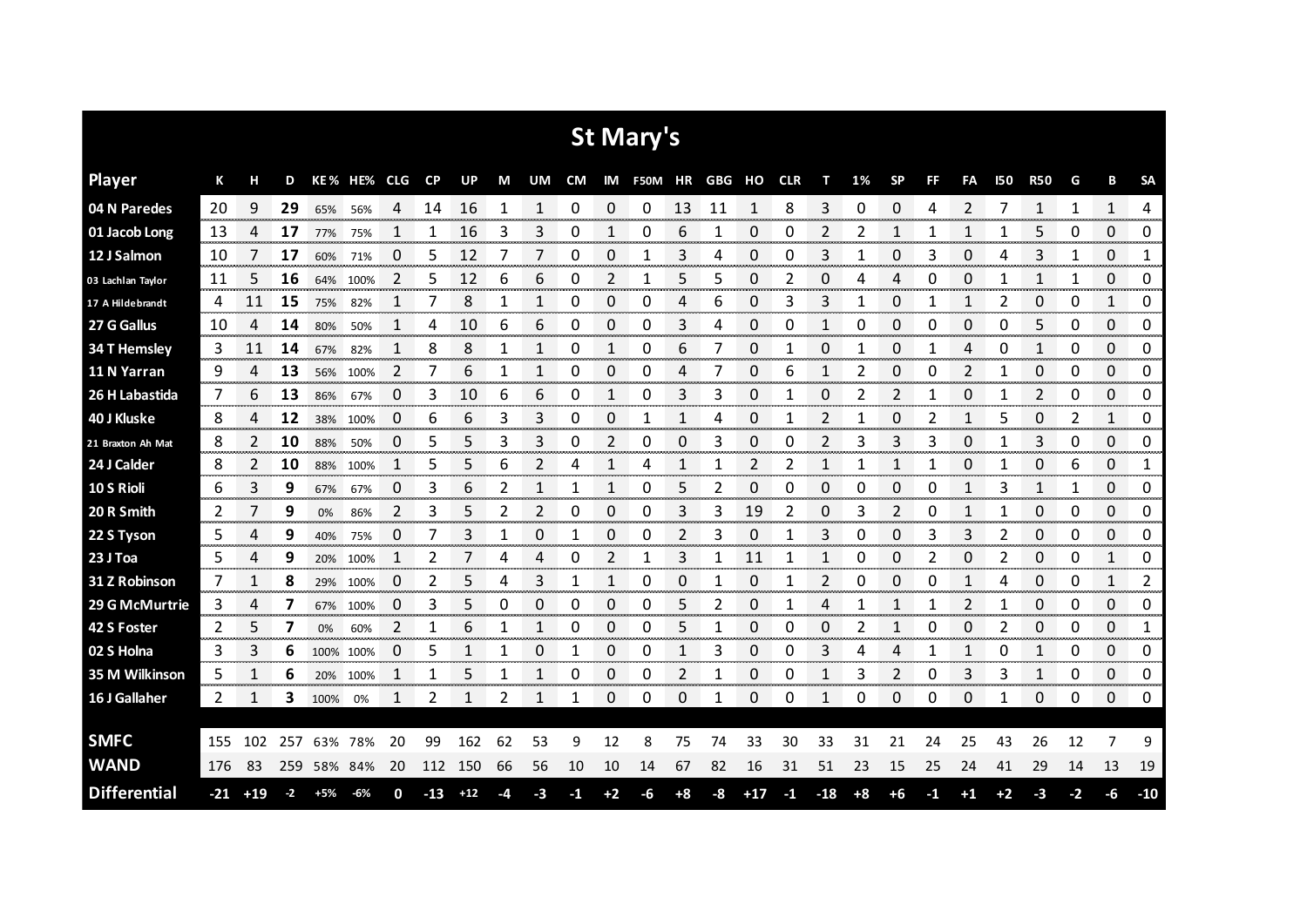# St Mary's

| Player | K | H | D | KE % | HE% | CLG | CP | UP | M | UM | CM | IM | F50M | HR | GBG | HO | CLR | T | 1% | SP | FF | FA | I50 | R50 | G | B | SA |
|---|---|---|---|---|---|---|---|---|---|---|---|---|---|---|---|---|---|---|---|---|---|---|---|---|---|---|---|
| 04 N Paredes | 20 | 9 | 29 | 65% | 56% | 4 | 14 | 16 | 1 | 1 | 0 | 0 | 0 | 13 | 11 | 1 | 8 | 3 | 0 | 0 | 4 | 2 | 7 | 1 | 1 | 1 | 4 |
| 01 Jacob Long | 13 | 4 | 17 | 77% | 75% | 1 | 1 | 16 | 3 | 3 | 0 | 1 | 0 | 6 | 1 | 0 | 0 | 2 | 2 | 1 | 1 | 1 | 1 | 5 | 0 | 0 | 0 |
| 12 J Salmon | 10 | 7 | 17 | 60% | 71% | 0 | 5 | 12 | 7 | 7 | 0 | 0 | 1 | 3 | 4 | 0 | 0 | 3 | 1 | 0 | 3 | 0 | 4 | 3 | 1 | 0 | 1 |
| 03 Lachlan Taylor | 11 | 5 | 16 | 64% | 100% | 2 | 5 | 12 | 6 | 6 | 0 | 2 | 1 | 5 | 5 | 0 | 2 | 0 | 4 | 4 | 0 | 0 | 1 | 1 | 1 | 0 | 0 |
| 17 A Hildebrandt | 4 | 11 | 15 | 75% | 82% | 1 | 7 | 8 | 1 | 1 | 0 | 0 | 0 | 4 | 6 | 0 | 3 | 3 | 1 | 0 | 1 | 1 | 2 | 0 | 0 | 1 | 0 |
| 27 G Gallus | 10 | 4 | 14 | 80% | 50% | 1 | 4 | 10 | 6 | 6 | 0 | 0 | 0 | 3 | 4 | 0 | 0 | 1 | 0 | 0 | 0 | 0 | 0 | 5 | 0 | 0 | 0 |
| 34 T Hemsley | 3 | 11 | 14 | 67% | 82% | 1 | 8 | 8 | 1 | 1 | 0 | 1 | 0 | 6 | 7 | 0 | 1 | 0 | 1 | 0 | 1 | 4 | 0 | 1 | 0 | 0 | 0 |
| 11 N Yarran | 9 | 4 | 13 | 56% | 100% | 2 | 7 | 6 | 1 | 1 | 0 | 0 | 0 | 4 | 7 | 0 | 6 | 1 | 2 | 0 | 0 | 2 | 1 | 0 | 0 | 0 | 0 |
| 26 H Labastida | 7 | 6 | 13 | 86% | 67% | 0 | 3 | 10 | 6 | 6 | 0 | 1 | 0 | 3 | 3 | 0 | 1 | 0 | 2 | 2 | 1 | 0 | 1 | 2 | 0 | 0 | 0 |
| 40 J Kluske | 8 | 4 | 12 | 38% | 100% | 0 | 6 | 6 | 3 | 3 | 0 | 0 | 1 | 1 | 4 | 0 | 1 | 2 | 1 | 0 | 2 | 1 | 5 | 0 | 2 | 1 | 0 |
| 21 Braxton Ah Mat | 8 | 2 | 10 | 88% | 50% | 0 | 5 | 5 | 3 | 3 | 0 | 2 | 0 | 0 | 3 | 0 | 0 | 2 | 3 | 3 | 3 | 0 | 1 | 3 | 0 | 0 | 0 |
| 24 J Calder | 8 | 2 | 10 | 88% | 100% | 1 | 5 | 5 | 6 | 2 | 4 | 1 | 4 | 1 | 1 | 2 | 2 | 1 | 1 | 1 | 1 | 0 | 1 | 0 | 6 | 0 | 1 |
| 10 S Rioli | 6 | 3 | 9 | 67% | 67% | 0 | 3 | 6 | 2 | 1 | 1 | 1 | 0 | 5 | 2 | 0 | 0 | 0 | 0 | 0 | 0 | 1 | 3 | 1 | 1 | 0 | 0 |
| 20 R Smith | 2 | 7 | 9 | 0% | 86% | 2 | 3 | 5 | 2 | 2 | 0 | 0 | 0 | 3 | 3 | 19 | 2 | 0 | 3 | 2 | 0 | 1 | 1 | 0 | 0 | 0 | 0 |
| 22 S Tyson | 5 | 4 | 9 | 40% | 75% | 0 | 7 | 3 | 1 | 0 | 1 | 0 | 0 | 2 | 3 | 0 | 1 | 3 | 0 | 0 | 3 | 3 | 2 | 0 | 0 | 0 | 0 |
| 23 J Toa | 5 | 4 | 9 | 20% | 100% | 1 | 2 | 7 | 4 | 4 | 0 | 2 | 1 | 3 | 1 | 11 | 1 | 1 | 0 | 0 | 2 | 0 | 2 | 0 | 0 | 1 | 0 |
| 31 Z Robinson | 7 | 1 | 8 | 29% | 100% | 0 | 2 | 5 | 4 | 3 | 1 | 1 | 0 | 0 | 1 | 0 | 1 | 2 | 0 | 0 | 0 | 1 | 4 | 0 | 0 | 1 | 2 |
| 29 G McMurtrie | 3 | 4 | 7 | 67% | 100% | 0 | 3 | 5 | 0 | 0 | 0 | 0 | 0 | 5 | 2 | 0 | 1 | 4 | 1 | 1 | 1 | 2 | 1 | 0 | 0 | 0 | 0 |
| 42 S Foster | 2 | 5 | 7 | 0% | 60% | 2 | 1 | 6 | 1 | 1 | 0 | 0 | 0 | 5 | 1 | 0 | 0 | 0 | 2 | 1 | 0 | 0 | 2 | 0 | 0 | 0 | 1 |
| 02 S Holna | 3 | 3 | 6 | 100% | 100% | 0 | 5 | 1 | 1 | 0 | 1 | 0 | 0 | 1 | 3 | 0 | 0 | 3 | 4 | 4 | 1 | 1 | 0 | 1 | 0 | 0 | 0 |
| 35 M Wilkinson | 5 | 1 | 6 | 20% | 100% | 1 | 1 | 5 | 1 | 1 | 0 | 0 | 0 | 2 | 1 | 0 | 0 | 1 | 3 | 2 | 0 | 3 | 3 | 1 | 0 | 0 | 0 |
| 16 J Gallaher | 2 | 1 | 3 | 100% | 0% | 1 | 2 | 1 | 2 | 1 | 1 | 0 | 0 | 0 | 1 | 0 | 0 | 1 | 0 | 0 | 0 | 0 | 1 | 0 | 0 | 0 | 0 |
| | | | | | | | | | | | | | | | | | | | | | | | | | | | |
| SMFC | 155 | 102 | 257 | 63% | 78% | 20 | 99 | 162 | 62 | 53 | 9 | 12 | 8 | 75 | 74 | 33 | 30 | 33 | 31 | 21 | 24 | 25 | 43 | 26 | 12 | 7 | 9 |
| WAND | 176 | 83 | 259 | 58% | 84% | 20 | 112 | 150 | 66 | 56 | 10 | 10 | 14 | 67 | 82 | 16 | 31 | 51 | 23 | 15 | 25 | 24 | 41 | 29 | 14 | 13 | 19 |
| Differential | -21 | +19 | -2 | +5% | -6% | 0 | -13 | +12 | -4 | -3 | -1 | +2 | -6 | +8 | -8 | +17 | -1 | -18 | +8 | +6 | -1 | +1 | +2 | -3 | -2 | -6 | -10 |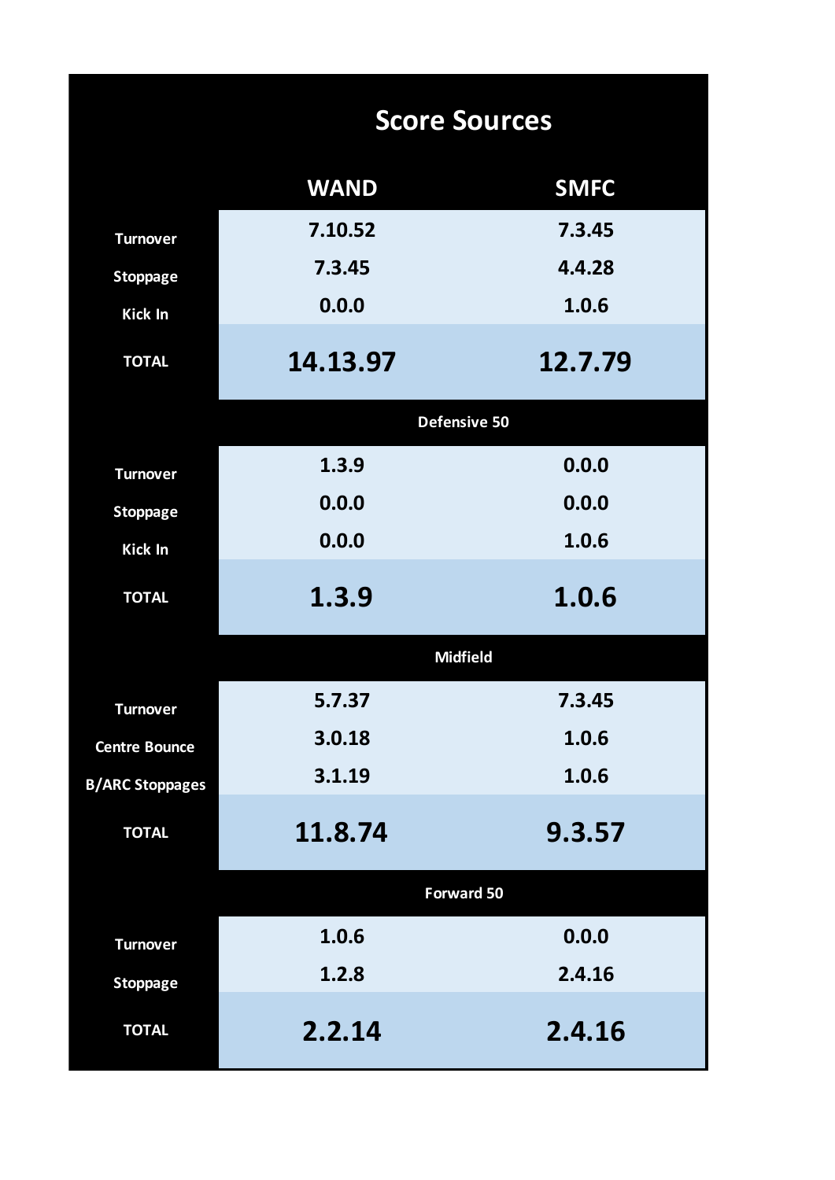## Score Sources

| | WAND | SMFC |
|---|---|---|
| Turnover | 7.10.52 | 7.3.45 |
| Stoppage | 7.3.45 | 4.4.28 |
| Kick In | 0.0.0 | 1.0.6 |
| **TOTAL** | **14.13.97** | **12.7.79** |
| **Defensive 50** | | |
| Turnover | 1.3.9 | 0.0.0 |
| Stoppage | 0.0.0 | 0.0.0 |
| Kick In | 0.0.0 | 1.0.6 |
| **TOTAL** | **1.3.9** | **1.0.6** |
| **Midfield** | | |
| Turnover | 5.7.37 | 7.3.45 |
| Centre Bounce | 3.0.18 | 1.0.6 |
| B/ARC Stoppages | 3.1.19 | 1.0.6 |
| **TOTAL** | **11.8.74** | **9.3.57** |
| **Forward 50** | | |
| Turnover | 1.0.6 | 0.0.0 |
| Stoppage | 1.2.8 | 2.4.16 |
| **TOTAL** | **2.2.14** | **2.4.16** |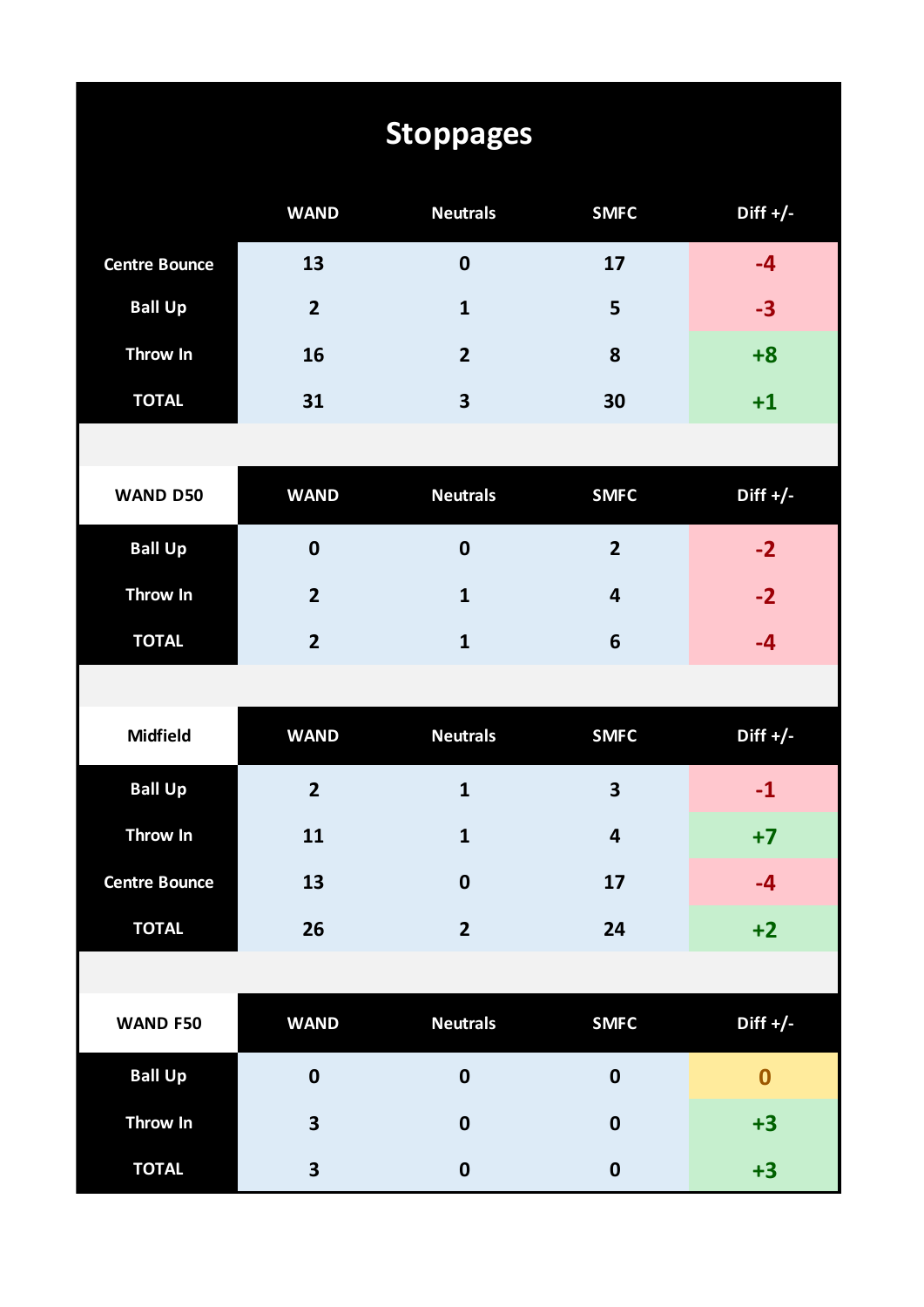# Stoppages

| | WAND | Neutrals | SMFC | Diff +/- |
|---|---|---|---|---|
| Centre Bounce | 13 | 0 | 17 | -4 |
| Ball Up | 2 | 1 | 5 | -3 |
| Throw In | 16 | 2 | 8 | +8 |
| TOTAL | 31 | 3 | 30 | +1 |

| WAND D50 | WAND | Neutrals | SMFC | Diff +/- |
|---|---|---|---|---|
| Ball Up | 0 | 0 | 2 | -2 |
| Throw In | 2 | 1 | 4 | -2 |
| TOTAL | 2 | 1 | 6 | -4 |

| Midfield | WAND | Neutrals | SMFC | Diff +/- |
|---|---|---|---|---|
| Ball Up | 2 | 1 | 3 | -1 |
| Throw In | 11 | 1 | 4 | +7 |
| Centre Bounce | 13 | 0 | 17 | -4 |
| TOTAL | 26 | 2 | 24 | +2 |

| WAND F50 | WAND | Neutrals | SMFC | Diff +/- |
|---|---|---|---|---|
| Ball Up | 0 | 0 | 0 | 0 |
| Throw In | 3 | 0 | 0 | +3 |
| TOTAL | 3 | 0 | 0 | +3 |